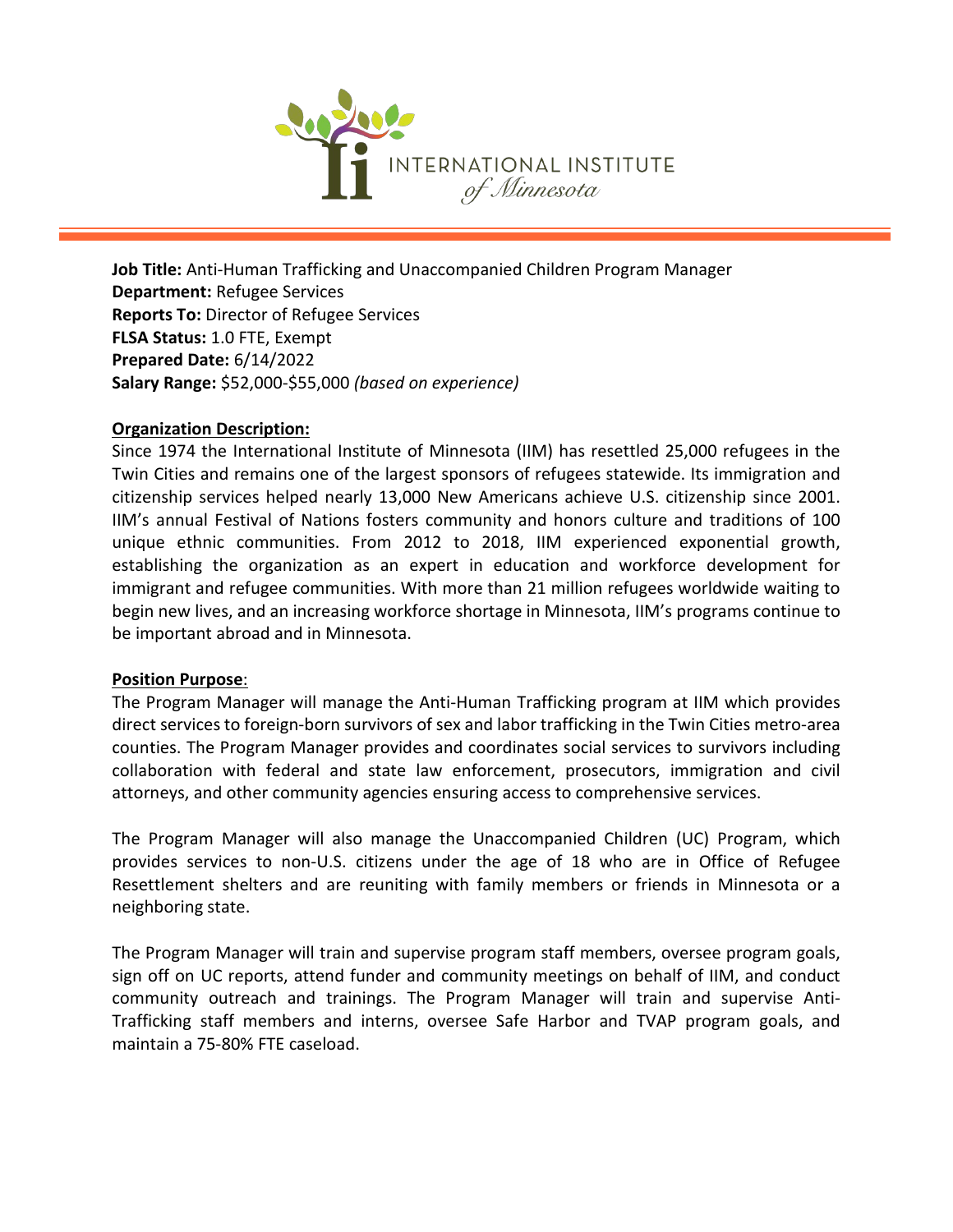INTERNATIONAL INSTITUTE *of Minnesota*

**Job Title:** Anti-Human Trafficking and Unaccompanied Children Program Manager
**Department:** Refugee Services
**Reports To:** Director of Refugee Services
**FLSA Status:** 1.0 FTE, Exempt
**Prepared Date:** 6/14/2022
**Salary Range:** $52,000-$55,000 *(based on experience)*

**Organization Description:**

Since 1974 the International Institute of Minnesota (IIM) has resettled 25,000 refugees in the Twin Cities and remains one of the largest sponsors of refugees statewide. Its immigration and citizenship services helped nearly 13,000 New Americans achieve U.S. citizenship since 2001. IIM's annual Festival of Nations fosters community and honors culture and traditions of 100 unique ethnic communities. From 2012 to 2018, IIM experienced exponential growth, establishing the organization as an expert in education and workforce development for immigrant and refugee communities. With more than 21 million refugees worldwide waiting to begin new lives, and an increasing workforce shortage in Minnesota, IIM's programs continue to be important abroad and in Minnesota.

**Position Purpose**:

The Program Manager will manage the Anti-Human Trafficking program at IIM which provides direct services to foreign-born survivors of sex and labor trafficking in the Twin Cities metro-area counties. The Program Manager provides and coordinates social services to survivors including collaboration with federal and state law enforcement, prosecutors, immigration and civil attorneys, and other community agencies ensuring access to comprehensive services.

The Program Manager will also manage the Unaccompanied Children (UC) Program, which provides services to non-U.S. citizens under the age of 18 who are in Office of Refugee Resettlement shelters and are reuniting with family members or friends in Minnesota or a neighboring state.

The Program Manager will train and supervise program staff members, oversee program goals, sign off on UC reports, attend funder and community meetings on behalf of IIM, and conduct community outreach and trainings. The Program Manager will train and supervise Anti-Trafficking staff members and interns, oversee Safe Harbor and TVAP program goals, and maintain a 75-80% FTE caseload.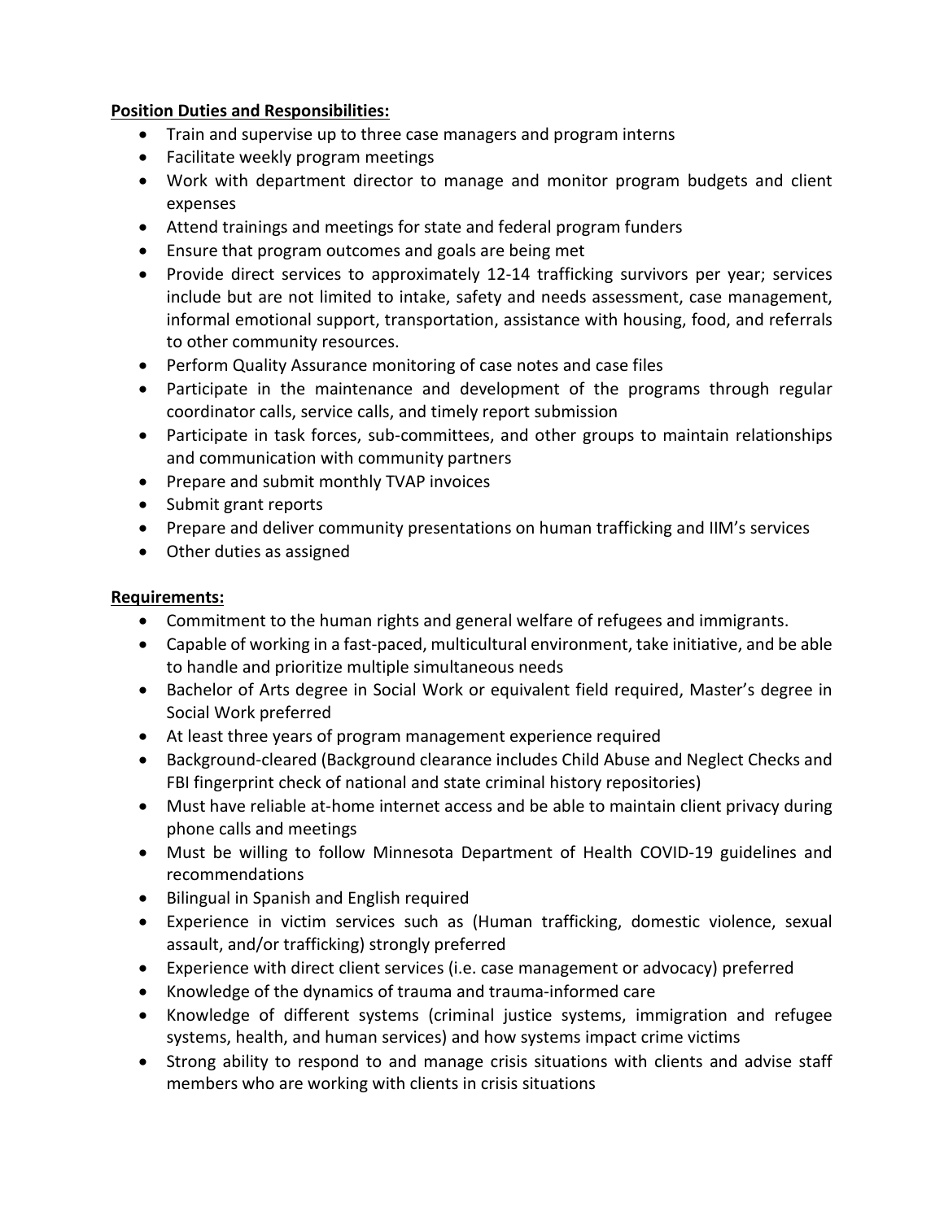**Position Duties and Responsibilities:**

- Train and supervise up to three case managers and program interns
- Facilitate weekly program meetings
- Work with department director to manage and monitor program budgets and client expenses
- Attend trainings and meetings for state and federal program funders
- Ensure that program outcomes and goals are being met
- Provide direct services to approximately 12-14 trafficking survivors per year; services include but are not limited to intake, safety and needs assessment, case management, informal emotional support, transportation, assistance with housing, food, and referrals to other community resources.
- Perform Quality Assurance monitoring of case notes and case files
- Participate in the maintenance and development of the programs through regular coordinator calls, service calls, and timely report submission
- Participate in task forces, sub-committees, and other groups to maintain relationships and communication with community partners
- Prepare and submit monthly TVAP invoices
- Submit grant reports
- Prepare and deliver community presentations on human trafficking and IIM's services
- Other duties as assigned

**Requirements:**

- Commitment to the human rights and general welfare of refugees and immigrants.
- Capable of working in a fast-paced, multicultural environment, take initiative, and be able to handle and prioritize multiple simultaneous needs
- Bachelor of Arts degree in Social Work or equivalent field required, Master's degree in Social Work preferred
- At least three years of program management experience required
- Background-cleared (Background clearance includes Child Abuse and Neglect Checks and FBI fingerprint check of national and state criminal history repositories)
- Must have reliable at-home internet access and be able to maintain client privacy during phone calls and meetings
- Must be willing to follow Minnesota Department of Health COVID-19 guidelines and recommendations
- Bilingual in Spanish and English required
- Experience in victim services such as (Human trafficking, domestic violence, sexual assault, and/or trafficking) strongly preferred
- Experience with direct client services (i.e. case management or advocacy) preferred
- Knowledge of the dynamics of trauma and trauma-informed care
- Knowledge of different systems (criminal justice systems, immigration and refugee systems, health, and human services) and how systems impact crime victims
- Strong ability to respond to and manage crisis situations with clients and advise staff members who are working with clients in crisis situations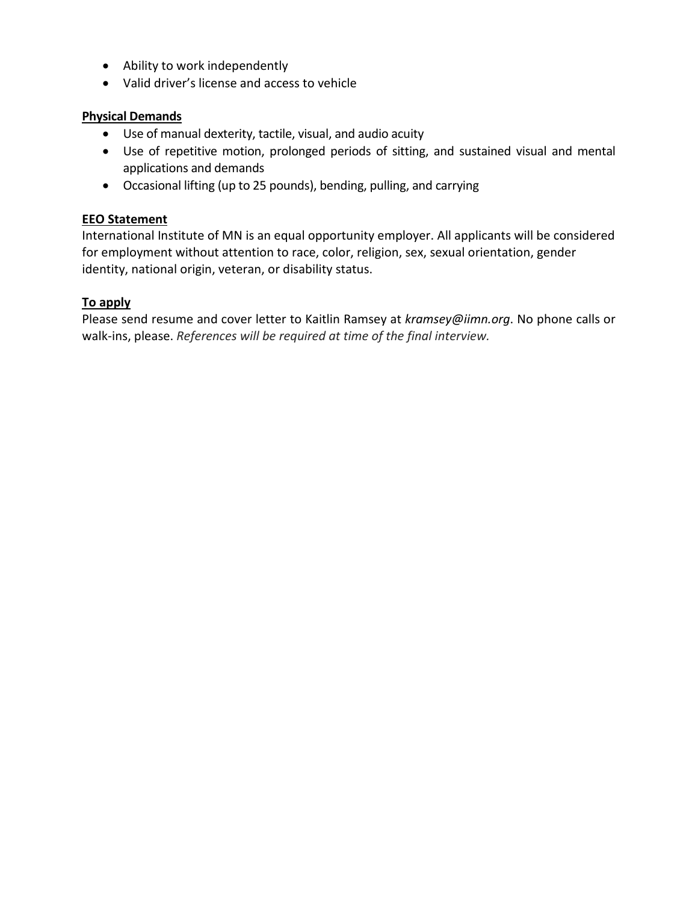- Ability to work independently
- Valid driver's license and access to vehicle

**Physical Demands**

- Use of manual dexterity, tactile, visual, and audio acuity
- Use of repetitive motion, prolonged periods of sitting, and sustained visual and mental applications and demands
- Occasional lifting (up to 25 pounds), bending, pulling, and carrying

**EEO Statement**

International Institute of MN is an equal opportunity employer. All applicants will be considered for employment without attention to race, color, religion, sex, sexual orientation, gender identity, national origin, veteran, or disability status.

**To apply**

Please send resume and cover letter to Kaitlin Ramsey at *kramsey@iimn.org*. No phone calls or walk-ins, please. *References will be required at time of the final interview.*